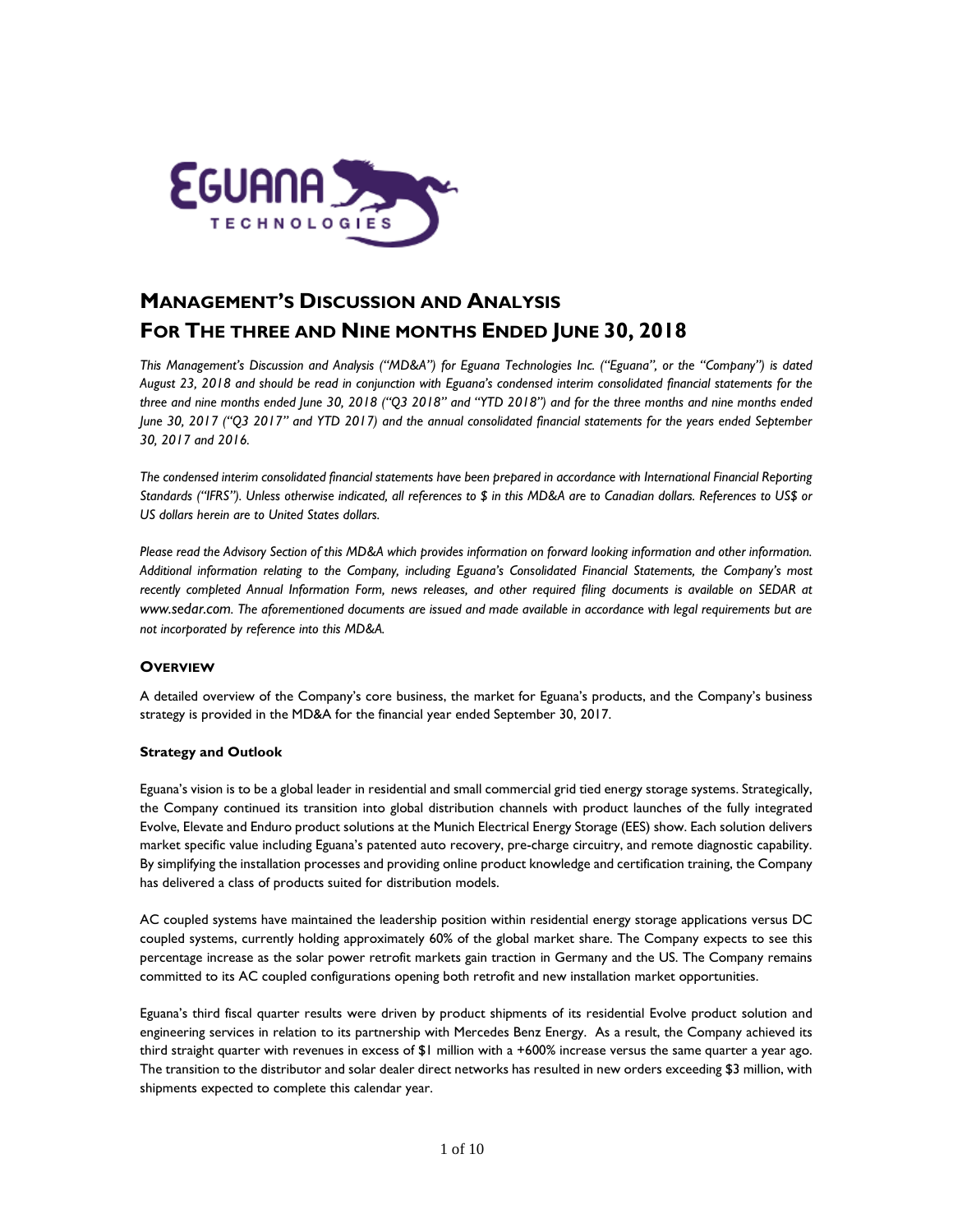# MANAGEMENT'S DISCUSSION AND ANALYSIS FOR THE THREE AND NINE MONTHS ENDED JUNE 30, 2018

*This Management's Discussion and Analysis ("MD&A") for Eguana Technologies Inc. ("Eguana", or the "Company") is dated August 23, 2018 and should be read in conjunction with Eguana's condensed interim consolidated financial statements for the three and nine months ended June 30, 2018 ("Q3 2018" and "YTD 2018") and for the three months and nine months ended June 30, 2017 ("Q3 2017" and YTD 2017) and the annual consolidated financial statements for the years ended September 30, 2017 and 2016.*

*The condensed interim consolidated financial statements have been prepared in accordance with International Financial Reporting Standards ("IFRS"). Unless otherwise indicated, all references to $ in this MD&A are to Canadian dollars. References to US$ or US dollars herein are to United States dollars.*

*Please read the Advisory Section of this MD&A which provides information on forward looking information and other information. Additional information relating to the Company, including Eguana's Consolidated Financial Statements, the Company's most recently completed Annual Information Form, news releases, and other required filing documents is available on SEDAR at www.sedar.com. The aforementioned documents are issued and made available in accordance with legal requirements but are not incorporated by reference into this MD&A.*

## OVERVIEW

A detailed overview of the Company's core business, the market for Eguana's products, and the Company's business strategy is provided in the MD&A for the financial year ended September 30, 2017.

### Strategy and Outlook

Eguana's vision is to be a global leader in residential and small commercial grid tied energy storage systems. Strategically, the Company continued its transition into global distribution channels with product launches of the fully integrated Evolve, Elevate and Enduro product solutions at the Munich Electrical Energy Storage (EES) show. Each solution delivers market specific value including Eguana's patented auto recovery, pre-charge circuitry, and remote diagnostic capability. By simplifying the installation processes and providing online product knowledge and certification training, the Company has delivered a class of products suited for distribution models.

AC coupled systems have maintained the leadership position within residential energy storage applications versus DC coupled systems, currently holding approximately 60% of the global market share. The Company expects to see this percentage increase as the solar power retrofit markets gain traction in Germany and the US. The Company remains committed to its AC coupled configurations opening both retrofit and new installation market opportunities.

Eguana's third fiscal quarter results were driven by product shipments of its residential Evolve product solution and engineering services in relation to its partnership with Mercedes Benz Energy. As a result, the Company achieved its third straight quarter with revenues in excess of $1 million with a +600% increase versus the same quarter a year ago. The transition to the distributor and solar dealer direct networks has resulted in new orders exceeding $3 million, with shipments expected to complete this calendar year.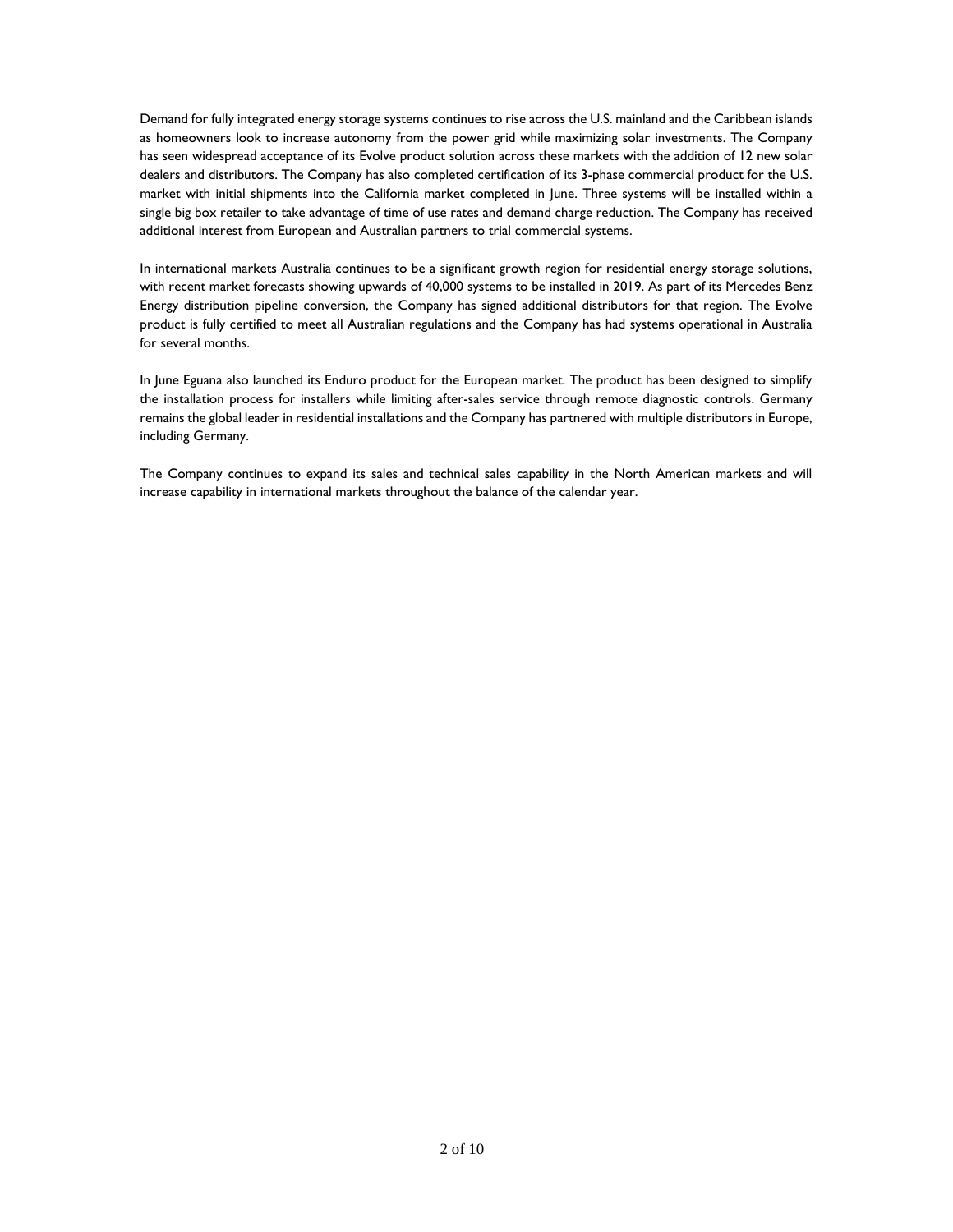Demand for fully integrated energy storage systems continues to rise across the U.S. mainland and the Caribbean islands as homeowners look to increase autonomy from the power grid while maximizing solar investments. The Company has seen widespread acceptance of its Evolve product solution across these markets with the addition of 12 new solar dealers and distributors. The Company has also completed certification of its 3-phase commercial product for the U.S. market with initial shipments into the California market completed in June. Three systems will be installed within a single big box retailer to take advantage of time of use rates and demand charge reduction. The Company has received additional interest from European and Australian partners to trial commercial systems.

In international markets Australia continues to be a significant growth region for residential energy storage solutions, with recent market forecasts showing upwards of 40,000 systems to be installed in 2019. As part of its Mercedes Benz Energy distribution pipeline conversion, the Company has signed additional distributors for that region. The Evolve product is fully certified to meet all Australian regulations and the Company has had systems operational in Australia for several months.

In June Eguana also launched its Enduro product for the European market. The product has been designed to simplify the installation process for installers while limiting after-sales service through remote diagnostic controls. Germany remains the global leader in residential installations and the Company has partnered with multiple distributors in Europe, including Germany.

The Company continues to expand its sales and technical sales capability in the North American markets and will increase capability in international markets throughout the balance of the calendar year.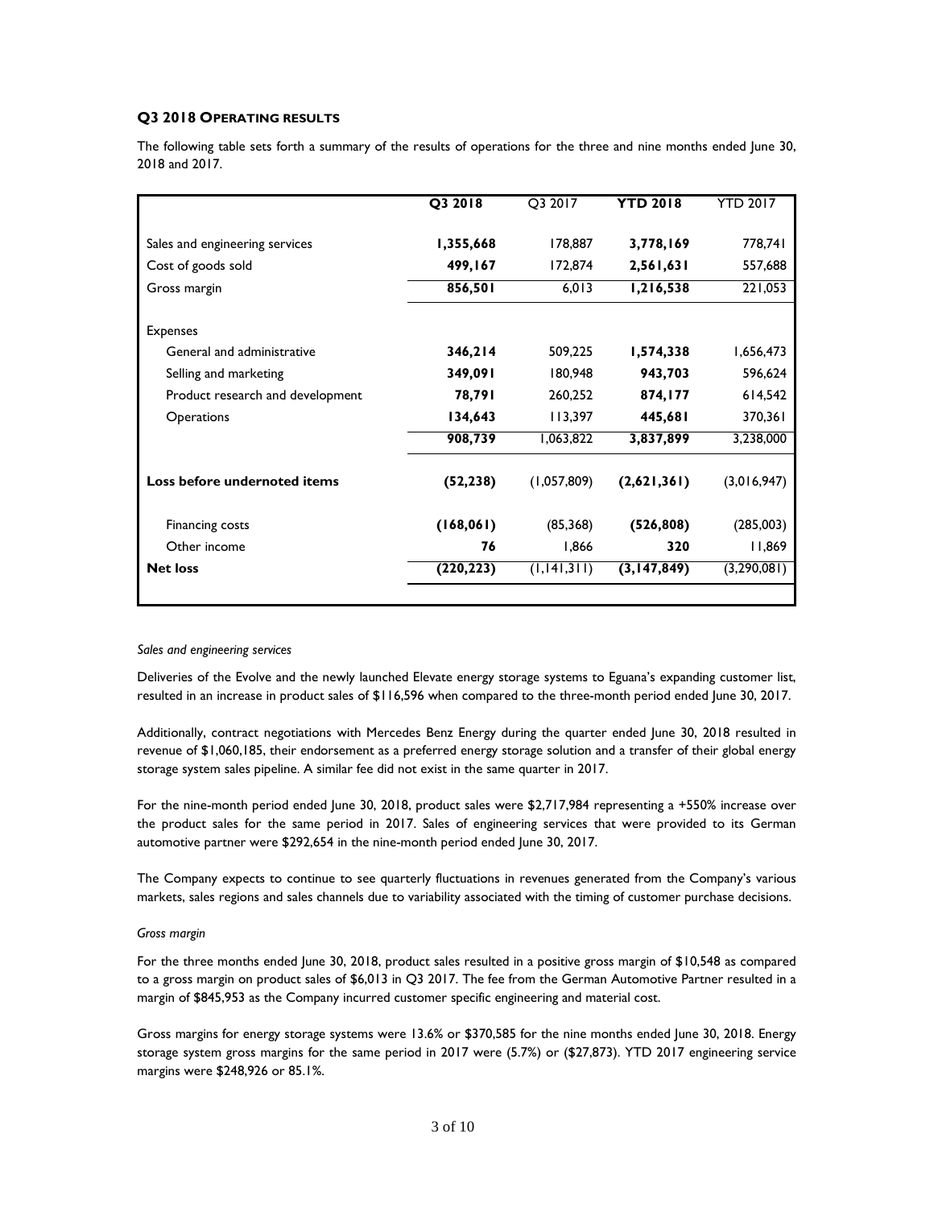### Q3 2018 OPERATING RESULTS

The following table sets forth a summary of the results of operations for the three and nine months ended June 30, 2018 and 2017.

| | **Q3 2018** | Q3 2017 | **YTD 2018** | YTD 2017 |
|---|---|---|---|---|
| Sales and engineering services | **1,355,668** | 178,887 | **3,778,169** | 778,741 |
| Cost of goods sold | **499,167** | 172,874 | **2,561,631** | 557,688 |
| Gross margin | **856,501** | 6,013 | **1,216,538** | 221,053 |
| Expenses | | | | |
| General and administrative | **346,214** | 509,225 | **1,574,338** | 1,656,473 |
| Selling and marketing | **349,091** | 180,948 | **943,703** | 596,624 |
| Product research and development | **78,791** | 260,252 | **874,177** | 614,542 |
| Operations | **134,643** | 113,397 | **445,681** | 370,361 |
| | **908,739** | 1,063,822 | **3,837,899** | 3,238,000 |
| **Loss before undernoted items** | **(52,238)** | (1,057,809) | **(2,621,361)** | (3,016,947) |
| Financing costs | **(168,061)** | (85,368) | **(526,808)** | (285,003) |
| Other income | **76** | 1,866 | **320** | 11,869 |
| **Net loss** | **(220,223)** | (1,141,311) | **(3,147,849)** | (3,290,081) |

*Sales and engineering services*

Deliveries of the Evolve and the newly launched Elevate energy storage systems to Eguana's expanding customer list, resulted in an increase in product sales of $116,596 when compared to the three-month period ended June 30, 2017.

Additionally, contract negotiations with Mercedes Benz Energy during the quarter ended June 30, 2018 resulted in revenue of $1,060,185, their endorsement as a preferred energy storage solution and a transfer of their global energy storage system sales pipeline. A similar fee did not exist in the same quarter in 2017.

For the nine-month period ended June 30, 2018, product sales were $2,717,984 representing a +550% increase over the product sales for the same period in 2017. Sales of engineering services that were provided to its German automotive partner were $292,654 in the nine-month period ended June 30, 2017.

The Company expects to continue to see quarterly fluctuations in revenues generated from the Company's various markets, sales regions and sales channels due to variability associated with the timing of customer purchase decisions.

*Gross margin*

For the three months ended June 30, 2018, product sales resulted in a positive gross margin of $10,548 as compared to a gross margin on product sales of $6,013 in Q3 2017. The fee from the German Automotive Partner resulted in a margin of $845,953 as the Company incurred customer specific engineering and material cost.

Gross margins for energy storage systems were 13.6% or $370,585 for the nine months ended June 30, 2018. Energy storage system gross margins for the same period in 2017 were (5.7%) or ($27,873). YTD 2017 engineering service margins were $248,926 or 85.1%.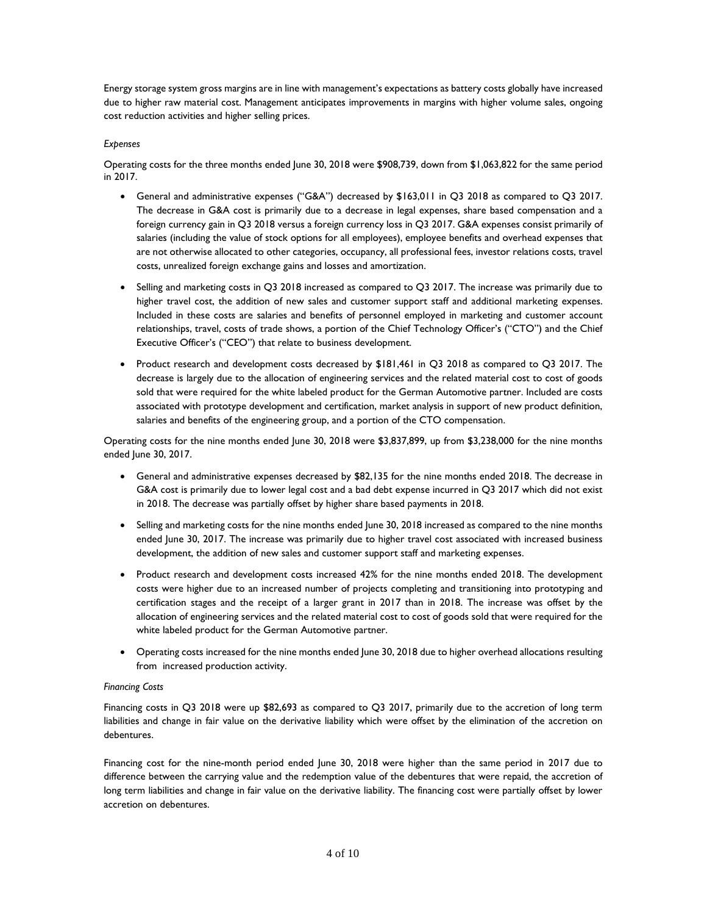Energy storage system gross margins are in line with management's expectations as battery costs globally have increased due to higher raw material cost. Management anticipates improvements in margins with higher volume sales, ongoing cost reduction activities and higher selling prices.

*Expenses*

Operating costs for the three months ended June 30, 2018 were $908,739, down from $1,063,822 for the same period in 2017.

- General and administrative expenses ("G&A") decreased by $163,011 in Q3 2018 as compared to Q3 2017. The decrease in G&A cost is primarily due to a decrease in legal expenses, share based compensation and a foreign currency gain in Q3 2018 versus a foreign currency loss in Q3 2017. G&A expenses consist primarily of salaries (including the value of stock options for all employees), employee benefits and overhead expenses that are not otherwise allocated to other categories, occupancy, all professional fees, investor relations costs, travel costs, unrealized foreign exchange gains and losses and amortization.
- Selling and marketing costs in Q3 2018 increased as compared to Q3 2017. The increase was primarily due to higher travel cost, the addition of new sales and customer support staff and additional marketing expenses. Included in these costs are salaries and benefits of personnel employed in marketing and customer account relationships, travel, costs of trade shows, a portion of the Chief Technology Officer's ("CTO") and the Chief Executive Officer's ("CEO") that relate to business development.
- Product research and development costs decreased by $181,461 in Q3 2018 as compared to Q3 2017. The decrease is largely due to the allocation of engineering services and the related material cost to cost of goods sold that were required for the white labeled product for the German Automotive partner. Included are costs associated with prototype development and certification, market analysis in support of new product definition, salaries and benefits of the engineering group, and a portion of the CTO compensation.

Operating costs for the nine months ended June 30, 2018 were $3,837,899, up from $3,238,000 for the nine months ended June 30, 2017.

- General and administrative expenses decreased by $82,135 for the nine months ended 2018. The decrease in G&A cost is primarily due to lower legal cost and a bad debt expense incurred in Q3 2017 which did not exist in 2018. The decrease was partially offset by higher share based payments in 2018.
- Selling and marketing costs for the nine months ended June 30, 2018 increased as compared to the nine months ended June 30, 2017. The increase was primarily due to higher travel cost associated with increased business development, the addition of new sales and customer support staff and marketing expenses.
- Product research and development costs increased 42% for the nine months ended 2018. The development costs were higher due to an increased number of projects completing and transitioning into prototyping and certification stages and the receipt of a larger grant in 2017 than in 2018. The increase was offset by the allocation of engineering services and the related material cost to cost of goods sold that were required for the white labeled product for the German Automotive partner.
- Operating costs increased for the nine months ended June 30, 2018 due to higher overhead allocations resulting from increased production activity.

*Financing Costs*

Financing costs in Q3 2018 were up $82,693 as compared to Q3 2017, primarily due to the accretion of long term liabilities and change in fair value on the derivative liability which were offset by the elimination of the accretion on debentures.

Financing cost for the nine-month period ended June 30, 2018 were higher than the same period in 2017 due to difference between the carrying value and the redemption value of the debentures that were repaid, the accretion of long term liabilities and change in fair value on the derivative liability. The financing cost were partially offset by lower accretion on debentures.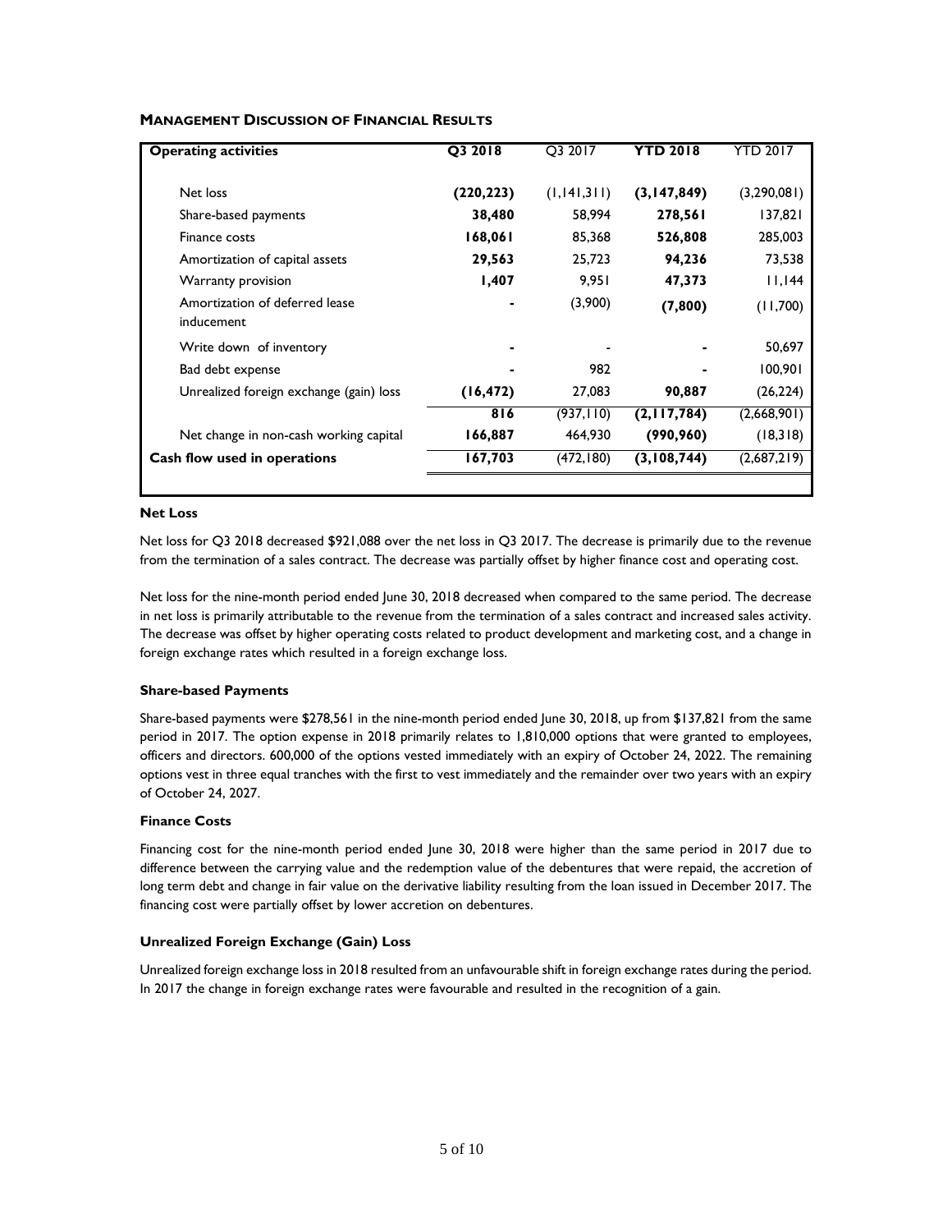**MANAGEMENT DISCUSSION OF FINANCIAL RESULTS**

| Operating activities | Q3 2018 | Q3 2017 | YTD 2018 | YTD 2017 |
|---|---|---|---|---|
| Net loss | **(220,223)** | (1,141,311) | **(3,147,849)** | (3,290,081) |
| Share-based payments | **38,480** | 58,994 | **278,561** | 137,821 |
| Finance costs | **168,061** | 85,368 | **526,808** | 285,003 |
| Amortization of capital assets | **29,563** | 25,723 | **94,236** | 73,538 |
| Warranty provision | **1,407** | 9,951 | **47,373** | 11,144 |
| Amortization of deferred lease inducement | **-** | (3,900) | **(7,800)** | (11,700) |
| Write down of inventory | **-** | - | **-** | 50,697 |
| Bad debt expense | **-** | 982 | **-** | 100,901 |
| Unrealized foreign exchange (gain) loss | **(16,472)** | 27,083 | **90,887** | (26,224) |
| | **816** | (937,110) | **(2,117,784)** | (2,668,901) |
| Net change in non-cash working capital | **166,887** | 464,930 | **(990,960)** | (18,318) |
| **Cash flow used in operations** | **167,703** | (472,180) | **(3,108,744)** | (2,687,219) |

**Net Loss**

Net loss for Q3 2018 decreased $921,088 over the net loss in Q3 2017. The decrease is primarily due to the revenue from the termination of a sales contract. The decrease was partially offset by higher finance cost and operating cost.

Net loss for the nine-month period ended June 30, 2018 decreased when compared to the same period. The decrease in net loss is primarily attributable to the revenue from the termination of a sales contract and increased sales activity. The decrease was offset by higher operating costs related to product development and marketing cost, and a change in foreign exchange rates which resulted in a foreign exchange loss.

**Share-based Payments**

Share-based payments were $278,561 in the nine-month period ended June 30, 2018, up from $137,821 from the same period in 2017. The option expense in 2018 primarily relates to 1,810,000 options that were granted to employees, officers and directors. 600,000 of the options vested immediately with an expiry of October 24, 2022. The remaining options vest in three equal tranches with the first to vest immediately and the remainder over two years with an expiry of October 24, 2027.

**Finance Costs**

Financing cost for the nine-month period ended June 30, 2018 were higher than the same period in 2017 due to difference between the carrying value and the redemption value of the debentures that were repaid, the accretion of long term debt and change in fair value on the derivative liability resulting from the loan issued in December 2017. The financing cost were partially offset by lower accretion on debentures.

**Unrealized Foreign Exchange (Gain) Loss**

Unrealized foreign exchange loss in 2018 resulted from an unfavourable shift in foreign exchange rates during the period. In 2017 the change in foreign exchange rates were favourable and resulted in the recognition of a gain.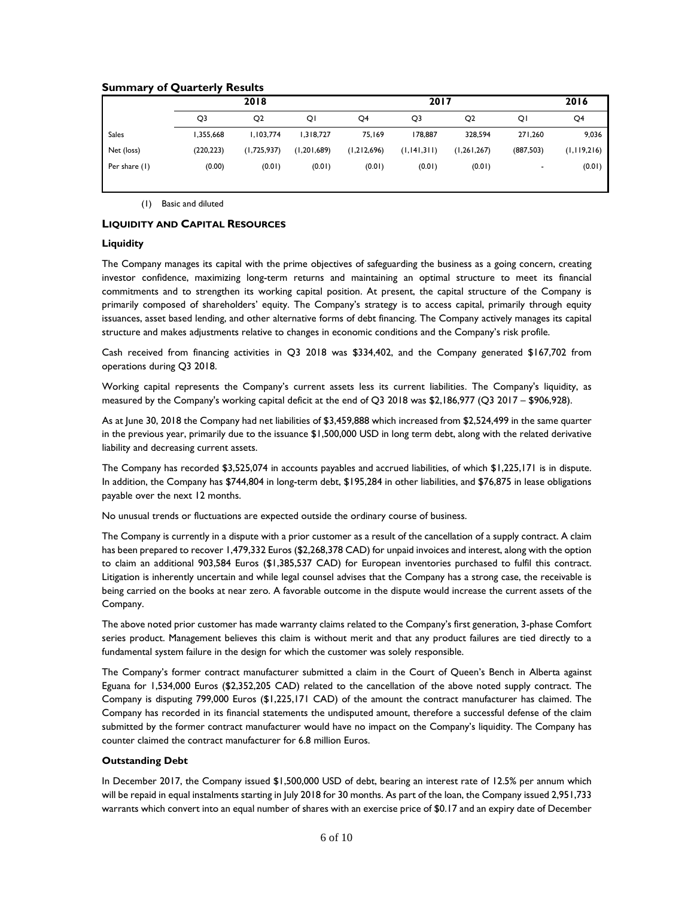### Summary of Quarterly Results

| | 2018 | | | 2017 | | | | 2016 |
|---|---|---|---|---|---|---|---|---|
| | Q3 | Q2 | Q1 | Q4 | Q3 | Q2 | Q1 | Q4 |
| Sales | 1,355,668 | 1,103,774 | 1,318,727 | 75,169 | 178,887 | 328,594 | 271,260 | 9,036 |
| Net (loss) | (220,223) | (1,725,937) | (1,201,689) | (1,212,696) | (1,141,311) | (1,261,267) | (887,503) | (1,119,216) |
| Per share (1) | (0.00) | (0.01) | (0.01) | (0.01) | (0.01) | (0.01) | - | (0.01) |

(1) Basic and diluted

## LIQUIDITY AND CAPITAL RESOURCES

### Liquidity

The Company manages its capital with the prime objectives of safeguarding the business as a going concern, creating investor confidence, maximizing long-term returns and maintaining an optimal structure to meet its financial commitments and to strengthen its working capital position. At present, the capital structure of the Company is primarily composed of shareholders' equity. The Company's strategy is to access capital, primarily through equity issuances, asset based lending, and other alternative forms of debt financing. The Company actively manages its capital structure and makes adjustments relative to changes in economic conditions and the Company's risk profile.

Cash received from financing activities in Q3 2018 was $334,402, and the Company generated $167,702 from operations during Q3 2018.

Working capital represents the Company's current assets less its current liabilities. The Company's liquidity, as measured by the Company's working capital deficit at the end of Q3 2018 was $2,186,977 (Q3 2017 – $906,928).

As at June 30, 2018 the Company had net liabilities of $3,459,888 which increased from $2,524,499 in the same quarter in the previous year, primarily due to the issuance $1,500,000 USD in long term debt, along with the related derivative liability and decreasing current assets.

The Company has recorded $3,525,074 in accounts payables and accrued liabilities, of which $1,225,171 is in dispute. In addition, the Company has $744,804 in long-term debt, $195,284 in other liabilities, and $76,875 in lease obligations payable over the next 12 months.

No unusual trends or fluctuations are expected outside the ordinary course of business.

The Company is currently in a dispute with a prior customer as a result of the cancellation of a supply contract. A claim has been prepared to recover 1,479,332 Euros ($2,268,378 CAD) for unpaid invoices and interest, along with the option to claim an additional 903,584 Euros ($1,385,537 CAD) for European inventories purchased to fulfil this contract. Litigation is inherently uncertain and while legal counsel advises that the Company has a strong case, the receivable is being carried on the books at near zero. A favorable outcome in the dispute would increase the current assets of the Company.

The above noted prior customer has made warranty claims related to the Company's first generation, 3-phase Comfort series product. Management believes this claim is without merit and that any product failures are tied directly to a fundamental system failure in the design for which the customer was solely responsible.

The Company's former contract manufacturer submitted a claim in the Court of Queen's Bench in Alberta against Eguana for 1,534,000 Euros ($2,352,205 CAD) related to the cancellation of the above noted supply contract. The Company is disputing 799,000 Euros ($1,225,171 CAD) of the amount the contract manufacturer has claimed. The Company has recorded in its financial statements the undisputed amount, therefore a successful defense of the claim submitted by the former contract manufacturer would have no impact on the Company's liquidity. The Company has counter claimed the contract manufacturer for 6.8 million Euros.

### Outstanding Debt

In December 2017, the Company issued $1,500,000 USD of debt, bearing an interest rate of 12.5% per annum which will be repaid in equal instalments starting in July 2018 for 30 months. As part of the loan, the Company issued 2,951,733 warrants which convert into an equal number of shares with an exercise price of $0.17 and an expiry date of December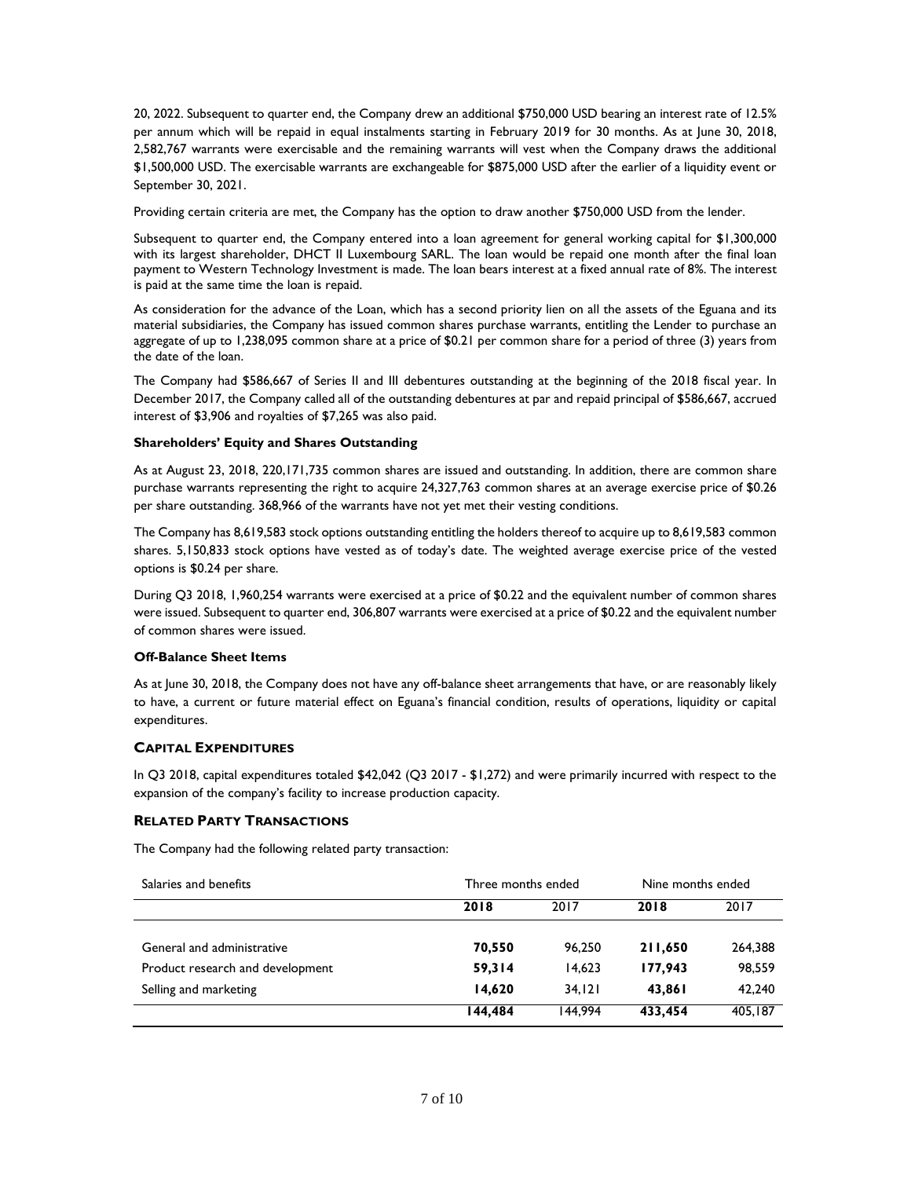20, 2022. Subsequent to quarter end, the Company drew an additional $750,000 USD bearing an interest rate of 12.5% per annum which will be repaid in equal instalments starting in February 2019 for 30 months. As at June 30, 2018, 2,582,767 warrants were exercisable and the remaining warrants will vest when the Company draws the additional $1,500,000 USD. The exercisable warrants are exchangeable for $875,000 USD after the earlier of a liquidity event or September 30, 2021.

Providing certain criteria are met, the Company has the option to draw another $750,000 USD from the lender.

Subsequent to quarter end, the Company entered into a loan agreement for general working capital for $1,300,000 with its largest shareholder, DHCT II Luxembourg SARL. The loan would be repaid one month after the final loan payment to Western Technology Investment is made. The loan bears interest at a fixed annual rate of 8%. The interest is paid at the same time the loan is repaid.

As consideration for the advance of the Loan, which has a second priority lien on all the assets of the Eguana and its material subsidiaries, the Company has issued common shares purchase warrants, entitling the Lender to purchase an aggregate of up to 1,238,095 common share at a price of $0.21 per common share for a period of three (3) years from the date of the loan.

The Company had $586,667 of Series II and III debentures outstanding at the beginning of the 2018 fiscal year. In December 2017, the Company called all of the outstanding debentures at par and repaid principal of $586,667, accrued interest of $3,906 and royalties of $7,265 was also paid.

**Shareholders' Equity and Shares Outstanding**

As at August 23, 2018, 220,171,735 common shares are issued and outstanding. In addition, there are common share purchase warrants representing the right to acquire 24,327,763 common shares at an average exercise price of $0.26 per share outstanding. 368,966 of the warrants have not yet met their vesting conditions.

The Company has 8,619,583 stock options outstanding entitling the holders thereof to acquire up to 8,619,583 common shares. 5,150,833 stock options have vested as of today's date. The weighted average exercise price of the vested options is $0.24 per share.

During Q3 2018, 1,960,254 warrants were exercised at a price of $0.22 and the equivalent number of common shares were issued. Subsequent to quarter end, 306,807 warrants were exercised at a price of $0.22 and the equivalent number of common shares were issued.

**Off-Balance Sheet Items**

As at June 30, 2018, the Company does not have any off-balance sheet arrangements that have, or are reasonably likely to have, a current or future material effect on Eguana's financial condition, results of operations, liquidity or capital expenditures.

## CAPITAL EXPENDITURES

In Q3 2018, capital expenditures totaled $42,042 (Q3 2017 - $1,272) and were primarily incurred with respect to the expansion of the company's facility to increase production capacity.

## RELATED PARTY TRANSACTIONS

The Company had the following related party transaction:

| Salaries and benefits | Three months ended | | Nine months ended | |
|---|---|---|---|---|
| | **2018** | 2017 | **2018** | 2017 |
| General and administrative | **70,550** | 96,250 | **211,650** | 264,388 |
| Product research and development | **59,314** | 14,623 | **177,943** | 98,559 |
| Selling and marketing | **14,620** | 34,121 | **43,861** | 42,240 |
| | **144,484** | 144,994 | **433,454** | 405,187 |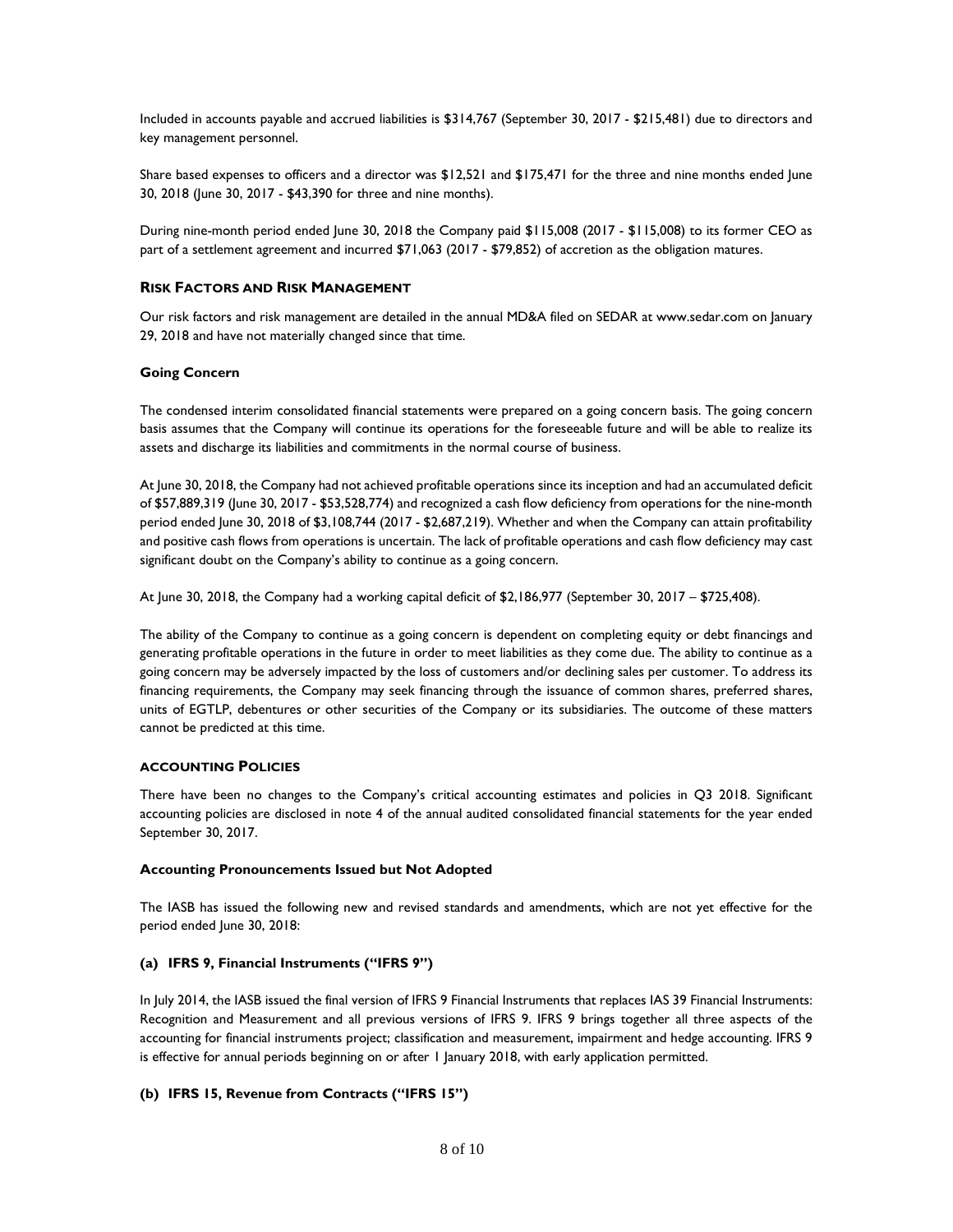Included in accounts payable and accrued liabilities is $314,767 (September 30, 2017 - $215,481) due to directors and key management personnel.

Share based expenses to officers and a director was $12,521 and $175,471 for the three and nine months ended June 30, 2018 (June 30, 2017 - $43,390 for three and nine months).

During nine-month period ended June 30, 2018 the Company paid $115,008 (2017 - $115,008) to its former CEO as part of a settlement agreement and incurred $71,063 (2017 - $79,852) of accretion as the obligation matures.

## RISK FACTORS AND RISK MANAGEMENT

Our risk factors and risk management are detailed in the annual MD&A filed on SEDAR at www.sedar.com on January 29, 2018 and have not materially changed since that time.

### Going Concern

The condensed interim consolidated financial statements were prepared on a going concern basis. The going concern basis assumes that the Company will continue its operations for the foreseeable future and will be able to realize its assets and discharge its liabilities and commitments in the normal course of business.

At June 30, 2018, the Company had not achieved profitable operations since its inception and had an accumulated deficit of $57,889,319 (June 30, 2017 - $53,528,774) and recognized a cash flow deficiency from operations for the nine-month period ended June 30, 2018 of $3,108,744 (2017 - $2,687,219). Whether and when the Company can attain profitability and positive cash flows from operations is uncertain. The lack of profitable operations and cash flow deficiency may cast significant doubt on the Company's ability to continue as a going concern.

At June 30, 2018, the Company had a working capital deficit of $2,186,977 (September 30, 2017 – $725,408).

The ability of the Company to continue as a going concern is dependent on completing equity or debt financings and generating profitable operations in the future in order to meet liabilities as they come due. The ability to continue as a going concern may be adversely impacted by the loss of customers and/or declining sales per customer. To address its financing requirements, the Company may seek financing through the issuance of common shares, preferred shares, units of EGTLP, debentures or other securities of the Company or its subsidiaries. The outcome of these matters cannot be predicted at this time.

## ACCOUNTING POLICIES

There have been no changes to the Company's critical accounting estimates and policies in Q3 2018. Significant accounting policies are disclosed in note 4 of the annual audited consolidated financial statements for the year ended September 30, 2017.

### Accounting Pronouncements Issued but Not Adopted

The IASB has issued the following new and revised standards and amendments, which are not yet effective for the period ended June 30, 2018:

#### (a) IFRS 9, Financial Instruments ("IFRS 9")

In July 2014, the IASB issued the final version of IFRS 9 Financial Instruments that replaces IAS 39 Financial Instruments: Recognition and Measurement and all previous versions of IFRS 9. IFRS 9 brings together all three aspects of the accounting for financial instruments project; classification and measurement, impairment and hedge accounting. IFRS 9 is effective for annual periods beginning on or after 1 January 2018, with early application permitted.

#### (b) IFRS 15, Revenue from Contracts ("IFRS 15")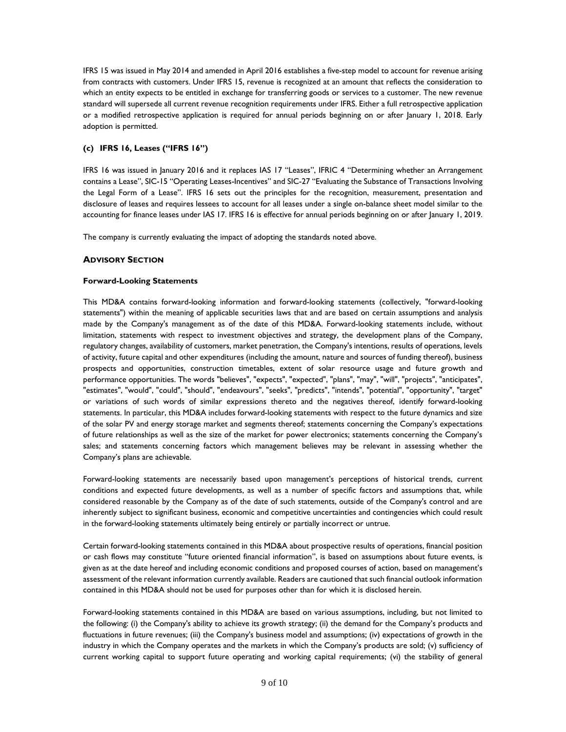IFRS 15 was issued in May 2014 and amended in April 2016 establishes a five-step model to account for revenue arising from contracts with customers. Under IFRS 15, revenue is recognized at an amount that reflects the consideration to which an entity expects to be entitled in exchange for transferring goods or services to a customer. The new revenue standard will supersede all current revenue recognition requirements under IFRS. Either a full retrospective application or a modified retrospective application is required for annual periods beginning on or after January 1, 2018. Early adoption is permitted.

**(c) IFRS 16, Leases ("IFRS 16")**

IFRS 16 was issued in January 2016 and it replaces IAS 17 "Leases", IFRIC 4 "Determining whether an Arrangement contains a Lease", SIC-15 "Operating Leases-Incentives" and SIC-27 "Evaluating the Substance of Transactions Involving the Legal Form of a Lease". IFRS 16 sets out the principles for the recognition, measurement, presentation and disclosure of leases and requires lessees to account for all leases under a single on-balance sheet model similar to the accounting for finance leases under IAS 17. IFRS 16 is effective for annual periods beginning on or after January 1, 2019.

The company is currently evaluating the impact of adopting the standards noted above.

## ADVISORY SECTION

### Forward-Looking Statements

This MD&A contains forward-looking information and forward-looking statements (collectively, "forward-looking statements") within the meaning of applicable securities laws that and are based on certain assumptions and analysis made by the Company's management as of the date of this MD&A. Forward-looking statements include, without limitation, statements with respect to investment objectives and strategy, the development plans of the Company, regulatory changes, availability of customers, market penetration, the Company's intentions, results of operations, levels of activity, future capital and other expenditures (including the amount, nature and sources of funding thereof), business prospects and opportunities, construction timetables, extent of solar resource usage and future growth and performance opportunities. The words "believes", "expects", "expected", "plans", "may", "will", "projects", "anticipates", "estimates", "would", "could", "should", "endeavours", "seeks", "predicts", "intends", "potential", "opportunity", "target" or variations of such words of similar expressions thereto and the negatives thereof, identify forward-looking statements. In particular, this MD&A includes forward-looking statements with respect to the future dynamics and size of the solar PV and energy storage market and segments thereof; statements concerning the Company's expectations of future relationships as well as the size of the market for power electronics; statements concerning the Company's sales; and statements concerning factors which management believes may be relevant in assessing whether the Company's plans are achievable.

Forward-looking statements are necessarily based upon management's perceptions of historical trends, current conditions and expected future developments, as well as a number of specific factors and assumptions that, while considered reasonable by the Company as of the date of such statements, outside of the Company's control and are inherently subject to significant business, economic and competitive uncertainties and contingencies which could result in the forward-looking statements ultimately being entirely or partially incorrect or untrue.

Certain forward-looking statements contained in this MD&A about prospective results of operations, financial position or cash flows may constitute "future oriented financial information", is based on assumptions about future events, is given as at the date hereof and including economic conditions and proposed courses of action, based on management's assessment of the relevant information currently available. Readers are cautioned that such financial outlook information contained in this MD&A should not be used for purposes other than for which it is disclosed herein.

Forward-looking statements contained in this MD&A are based on various assumptions, including, but not limited to the following: (i) the Company's ability to achieve its growth strategy; (ii) the demand for the Company's products and fluctuations in future revenues; (iii) the Company's business model and assumptions; (iv) expectations of growth in the industry in which the Company operates and the markets in which the Company's products are sold; (v) sufficiency of current working capital to support future operating and working capital requirements; (vi) the stability of general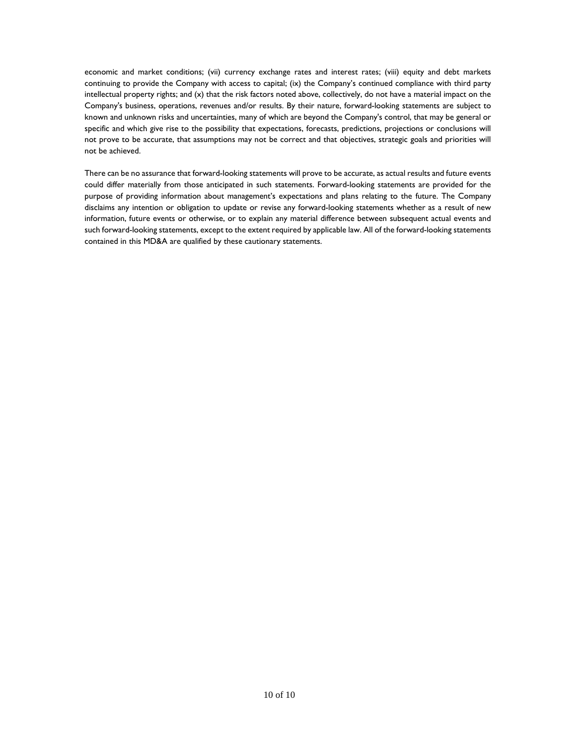economic and market conditions; (vii) currency exchange rates and interest rates; (viii) equity and debt markets continuing to provide the Company with access to capital; (ix) the Company's continued compliance with third party intellectual property rights; and (x) that the risk factors noted above, collectively, do not have a material impact on the Company's business, operations, revenues and/or results. By their nature, forward-looking statements are subject to known and unknown risks and uncertainties, many of which are beyond the Company's control, that may be general or specific and which give rise to the possibility that expectations, forecasts, predictions, projections or conclusions will not prove to be accurate, that assumptions may not be correct and that objectives, strategic goals and priorities will not be achieved.

There can be no assurance that forward-looking statements will prove to be accurate, as actual results and future events could differ materially from those anticipated in such statements. Forward-looking statements are provided for the purpose of providing information about management's expectations and plans relating to the future. The Company disclaims any intention or obligation to update or revise any forward-looking statements whether as a result of new information, future events or otherwise, or to explain any material difference between subsequent actual events and such forward-looking statements, except to the extent required by applicable law. All of the forward-looking statements contained in this MD&A are qualified by these cautionary statements.